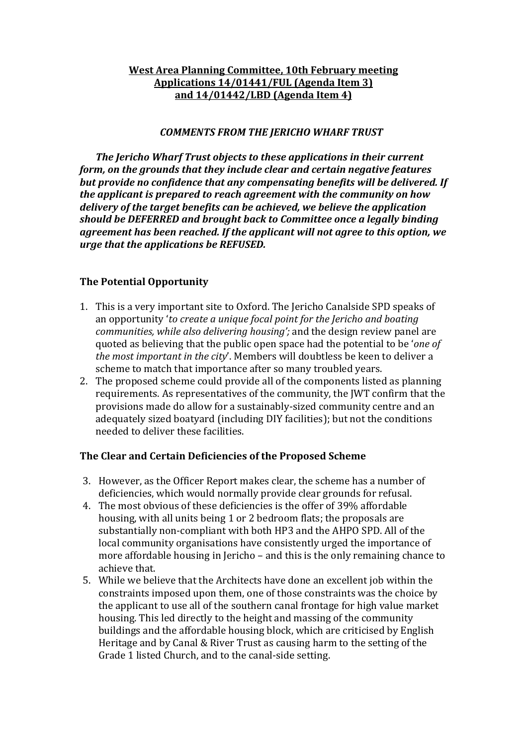**West Area Planning Committee, 10th February meeting**
**Applications 14/01441/FUL (Agenda Item 3)**
**and 14/01442/LBD (Agenda Item 4)**

***COMMENTS FROM THE JERICHO WHARF TRUST***

***The Jericho Wharf Trust objects to these applications in their current form, on the grounds that they include clear and certain negative features but provide no confidence that any compensating benefits will be delivered. If the applicant is prepared to reach agreement with the community on how delivery of the target benefits can be achieved, we believe the application should be DEFERRED and brought back to Committee once a legally binding agreement has been reached. If the applicant will not agree to this option, we urge that the applications be REFUSED.***

## The Potential Opportunity

1. This is a very important site to Oxford. The Jericho Canalside SPD speaks of an opportunity '*to create a unique focal point for the Jericho and boating communities, while also delivering housing';* and the design review panel are quoted as believing that the public open space had the potential to be '*one of the most important in the city*'. Members will doubtless be keen to deliver a scheme to match that importance after so many troubled years.
2. The proposed scheme could provide all of the components listed as planning requirements. As representatives of the community, the JWT confirm that the provisions made do allow for a sustainably-sized community centre and an adequately sized boatyard (including DIY facilities); but not the conditions needed to deliver these facilities.

## The Clear and Certain Deficiencies of the Proposed Scheme

3. However, as the Officer Report makes clear, the scheme has a number of deficiencies, which would normally provide clear grounds for refusal.
4. The most obvious of these deficiencies is the offer of 39% affordable housing, with all units being 1 or 2 bedroom flats; the proposals are substantially non-compliant with both HP3 and the AHPO SPD. All of the local community organisations have consistently urged the importance of more affordable housing in Jericho – and this is the only remaining chance to achieve that.
5. While we believe that the Architects have done an excellent job within the constraints imposed upon them, one of those constraints was the choice by the applicant to use all of the southern canal frontage for high value market housing. This led directly to the height and massing of the community buildings and the affordable housing block, which are criticised by English Heritage and by Canal & River Trust as causing harm to the setting of the Grade 1 listed Church, and to the canal-side setting.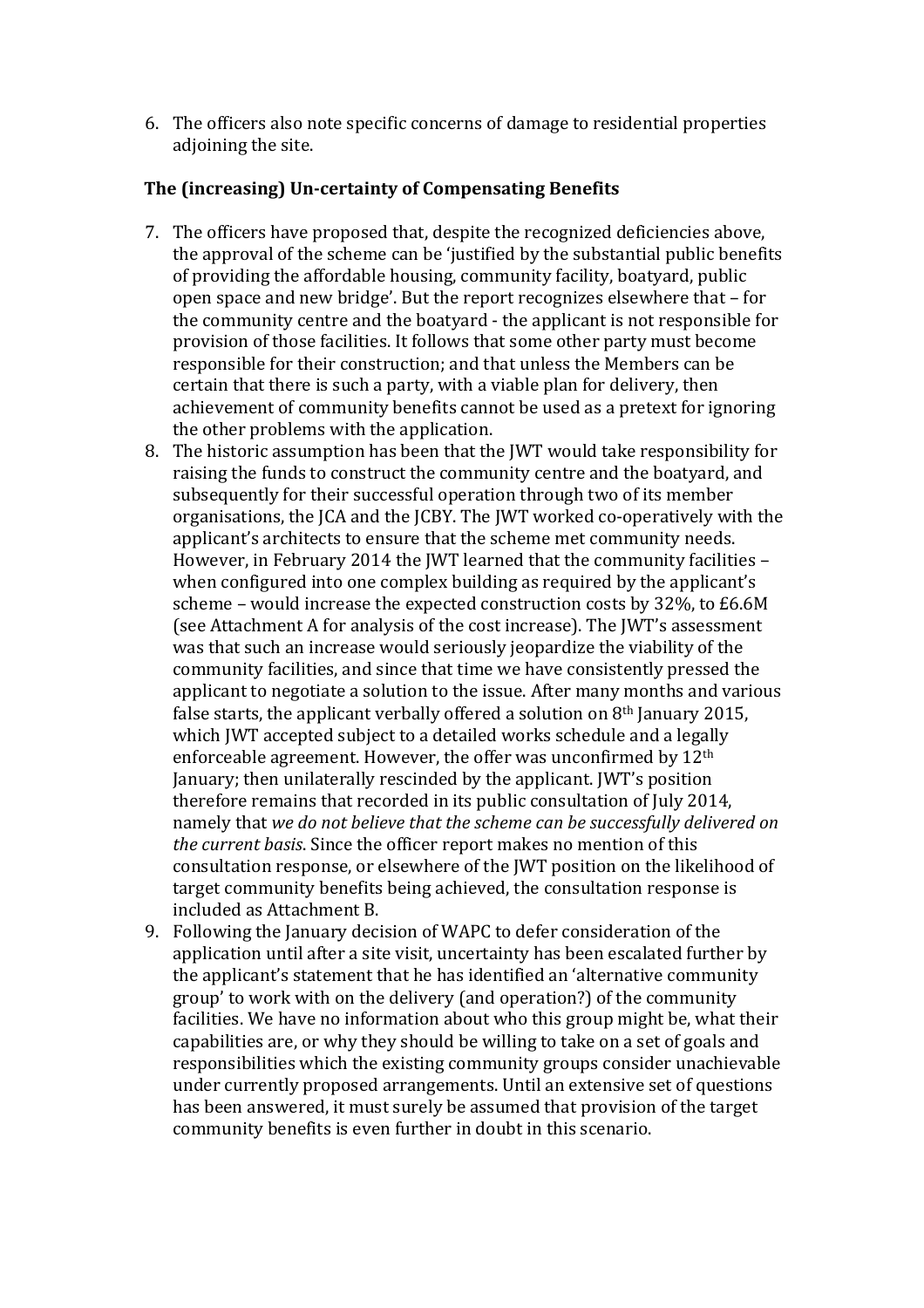6. The officers also note specific concerns of damage to residential properties adjoining the site.

**The (increasing) Un-certainty of Compensating Benefits**

7. The officers have proposed that, despite the recognized deficiencies above, the approval of the scheme can be 'justified by the substantial public benefits of providing the affordable housing, community facility, boatyard, public open space and new bridge'. But the report recognizes elsewhere that – for the community centre and the boatyard - the applicant is not responsible for provision of those facilities. It follows that some other party must become responsible for their construction; and that unless the Members can be certain that there is such a party, with a viable plan for delivery, then achievement of community benefits cannot be used as a pretext for ignoring the other problems with the application.
8. The historic assumption has been that the JWT would take responsibility for raising the funds to construct the community centre and the boatyard, and subsequently for their successful operation through two of its member organisations, the JCA and the JCBY. The JWT worked co-operatively with the applicant's architects to ensure that the scheme met community needs. However, in February 2014 the JWT learned that the community facilities – when configured into one complex building as required by the applicant's scheme – would increase the expected construction costs by 32%, to £6.6M (see Attachment A for analysis of the cost increase). The JWT's assessment was that such an increase would seriously jeopardize the viability of the community facilities, and since that time we have consistently pressed the applicant to negotiate a solution to the issue. After many months and various false starts, the applicant verbally offered a solution on 8th January 2015, which JWT accepted subject to a detailed works schedule and a legally enforceable agreement. However, the offer was unconfirmed by 12th January; then unilaterally rescinded by the applicant. JWT's position therefore remains that recorded in its public consultation of July 2014, namely that *we do not believe that the scheme can be successfully delivered on the current basis*. Since the officer report makes no mention of this consultation response, or elsewhere of the JWT position on the likelihood of target community benefits being achieved, the consultation response is included as Attachment B.
9. Following the January decision of WAPC to defer consideration of the application until after a site visit, uncertainty has been escalated further by the applicant's statement that he has identified an 'alternative community group' to work with on the delivery (and operation?) of the community facilities. We have no information about who this group might be, what their capabilities are, or why they should be willing to take on a set of goals and responsibilities which the existing community groups consider unachievable under currently proposed arrangements. Until an extensive set of questions has been answered, it must surely be assumed that provision of the target community benefits is even further in doubt in this scenario.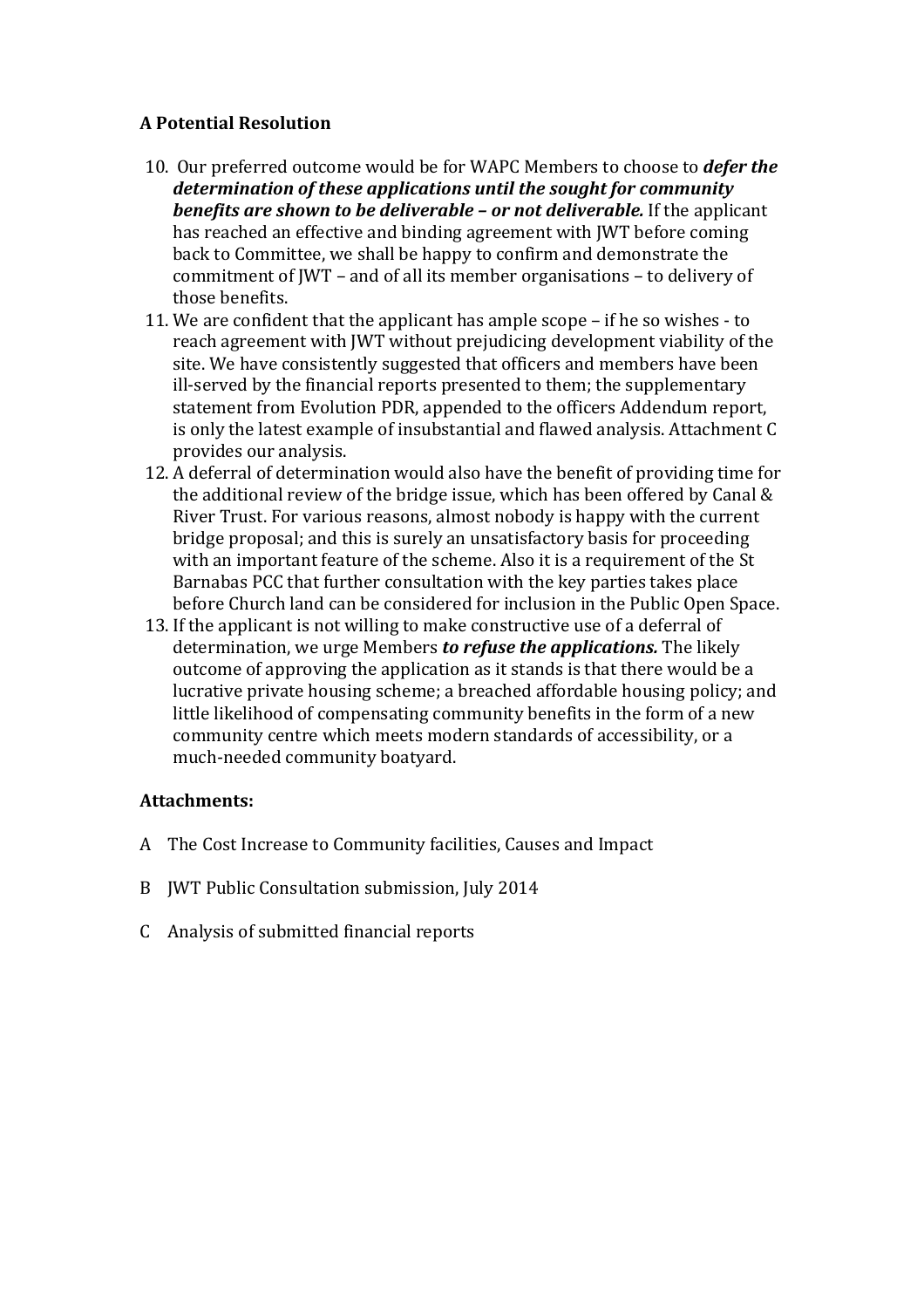**A Potential Resolution**

10. Our preferred outcome would be for WAPC Members to choose to ***defer the determination of these applications until the sought for community benefits are shown to be deliverable – or not deliverable.*** If the applicant has reached an effective and binding agreement with JWT before coming back to Committee, we shall be happy to confirm and demonstrate the commitment of JWT – and of all its member organisations – to delivery of those benefits.
11. We are confident that the applicant has ample scope – if he so wishes - to reach agreement with JWT without prejudicing development viability of the site. We have consistently suggested that officers and members have been ill-served by the financial reports presented to them; the supplementary statement from Evolution PDR, appended to the officers Addendum report, is only the latest example of insubstantial and flawed analysis. Attachment C provides our analysis.
12. A deferral of determination would also have the benefit of providing time for the additional review of the bridge issue, which has been offered by Canal & River Trust. For various reasons, almost nobody is happy with the current bridge proposal; and this is surely an unsatisfactory basis for proceeding with an important feature of the scheme. Also it is a requirement of the St Barnabas PCC that further consultation with the key parties takes place before Church land can be considered for inclusion in the Public Open Space.
13. If the applicant is not willing to make constructive use of a deferral of determination, we urge Members ***to refuse the applications.*** The likely outcome of approving the application as it stands is that there would be a lucrative private housing scheme; a breached affordable housing policy; and little likelihood of compensating community benefits in the form of a new community centre which meets modern standards of accessibility, or a much-needed community boatyard.

**Attachments:**

A The Cost Increase to Community facilities, Causes and Impact

B JWT Public Consultation submission, July 2014

C Analysis of submitted financial reports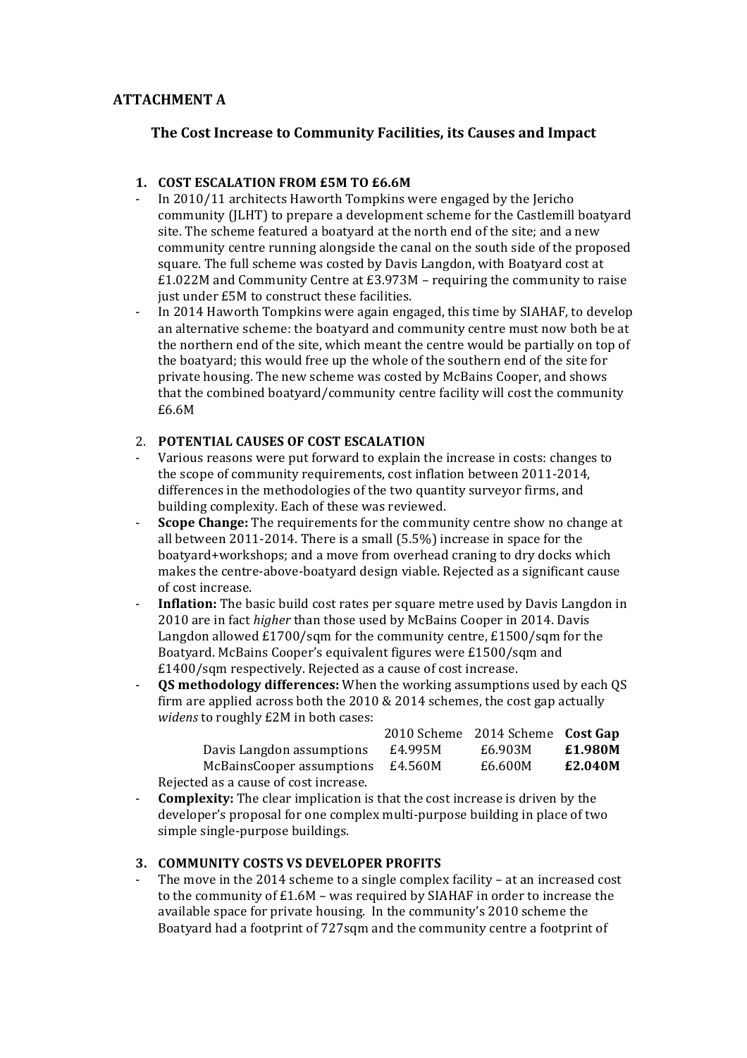## ATTACHMENT A

### The Cost Increase to Community Facilities, its Causes and Impact

1. **COST ESCALATION FROM £5M TO £6.6M**

- In 2010/11 architects Haworth Tompkins were engaged by the Jericho community (JLHT) to prepare a development scheme for the Castlemill boatyard site. The scheme featured a boatyard at the north end of the site; and a new community centre running alongside the canal on the south side of the proposed square. The full scheme was costed by Davis Langdon, with Boatyard cost at £1.022M and Community Centre at £3.973M – requiring the community to raise just under £5M to construct these facilities.
- In 2014 Haworth Tompkins were again engaged, this time by SIAHAF, to develop an alternative scheme: the boatyard and community centre must now both be at the northern end of the site, which meant the centre would be partially on top of the boatyard; this would free up the whole of the southern end of the site for private housing. The new scheme was costed by McBains Cooper, and shows that the combined boatyard/community centre facility will cost the community £6.6M

2. **POTENTIAL CAUSES OF COST ESCALATION**

- Various reasons were put forward to explain the increase in costs: changes to the scope of community requirements, cost inflation between 2011-2014, differences in the methodologies of the two quantity surveyor firms, and building complexity. Each of these was reviewed.
- **Scope Change:** The requirements for the community centre show no change at all between 2011-2014. There is a small (5.5%) increase in space for the boatyard+workshops; and a move from overhead craning to dry docks which makes the centre-above-boatyard design viable. Rejected as a significant cause of cost increase.
- **Inflation:** The basic build cost rates per square metre used by Davis Langdon in 2010 are in fact *higher* than those used by McBains Cooper in 2014. Davis Langdon allowed £1700/sqm for the community centre, £1500/sqm for the Boatyard. McBains Cooper's equivalent figures were £1500/sqm and £1400/sqm respectively. Rejected as a cause of cost increase.
- **QS methodology differences:** When the working assumptions used by each QS firm are applied across both the 2010 & 2014 schemes, the cost gap actually *widens* to roughly £2M in both cases:

| | 2010 Scheme | 2014 Scheme | **Cost Gap** |
|---|---|---|---|
| Davis Langdon assumptions | £4.995M | £6.903M | **£1.980M** |
| McBainsCooper assumptions | £4.560M | £6.600M | **£2.040M** |

  Rejected as a cause of cost increase.
- **Complexity:** The clear implication is that the cost increase is driven by the developer's proposal for one complex multi-purpose building in place of two simple single-purpose buildings.

3. **COMMUNITY COSTS VS DEVELOPER PROFITS**

- The move in the 2014 scheme to a single complex facility – at an increased cost to the community of £1.6M – was required by SIAHAF in order to increase the available space for private housing. In the community's 2010 scheme the Boatyard had a footprint of 727sqm and the community centre a footprint of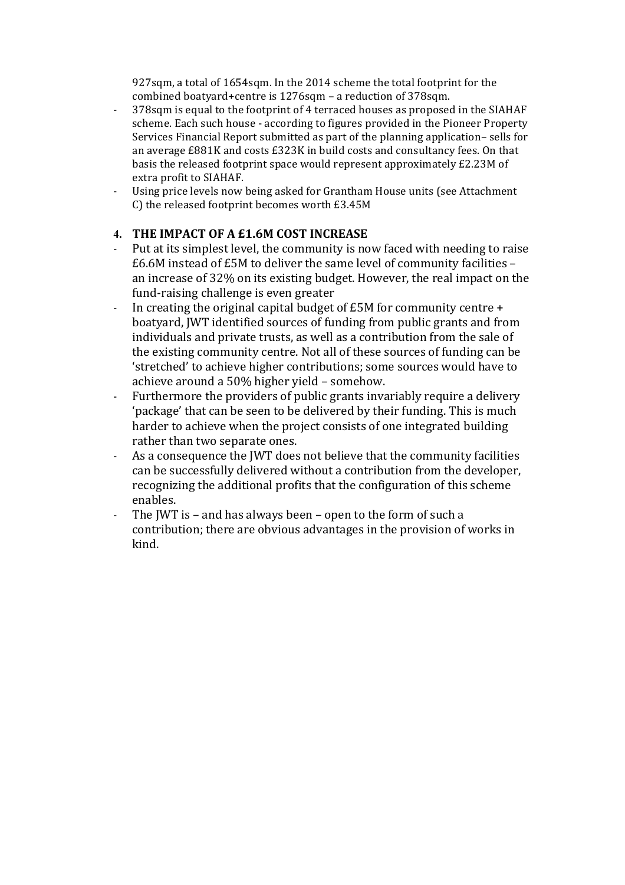927sqm, a total of 1654sqm. In the 2014 scheme the total footprint for the combined boatyard+centre is 1276sqm – a reduction of 378sqm.

- 378sqm is equal to the footprint of 4 terraced houses as proposed in the SIAHAF scheme. Each such house - according to figures provided in the Pioneer Property Services Financial Report submitted as part of the planning application– sells for an average £881K and costs £323K in build costs and consultancy fees. On that basis the released footprint space would represent approximately £2.23M of extra profit to SIAHAF.
- Using price levels now being asked for Grantham House units (see Attachment C) the released footprint becomes worth £3.45M

## 4. THE IMPACT OF A £1.6M COST INCREASE

- Put at its simplest level, the community is now faced with needing to raise £6.6M instead of £5M to deliver the same level of community facilities – an increase of 32% on its existing budget. However, the real impact on the fund-raising challenge is even greater
- In creating the original capital budget of £5M for community centre + boatyard, JWT identified sources of funding from public grants and from individuals and private trusts, as well as a contribution from the sale of the existing community centre. Not all of these sources of funding can be 'stretched' to achieve higher contributions; some sources would have to achieve around a 50% higher yield – somehow.
- Furthermore the providers of public grants invariably require a delivery 'package' that can be seen to be delivered by their funding. This is much harder to achieve when the project consists of one integrated building rather than two separate ones.
- As a consequence the JWT does not believe that the community facilities can be successfully delivered without a contribution from the developer, recognizing the additional profits that the configuration of this scheme enables.
- The JWT is – and has always been – open to the form of such a contribution; there are obvious advantages in the provision of works in kind.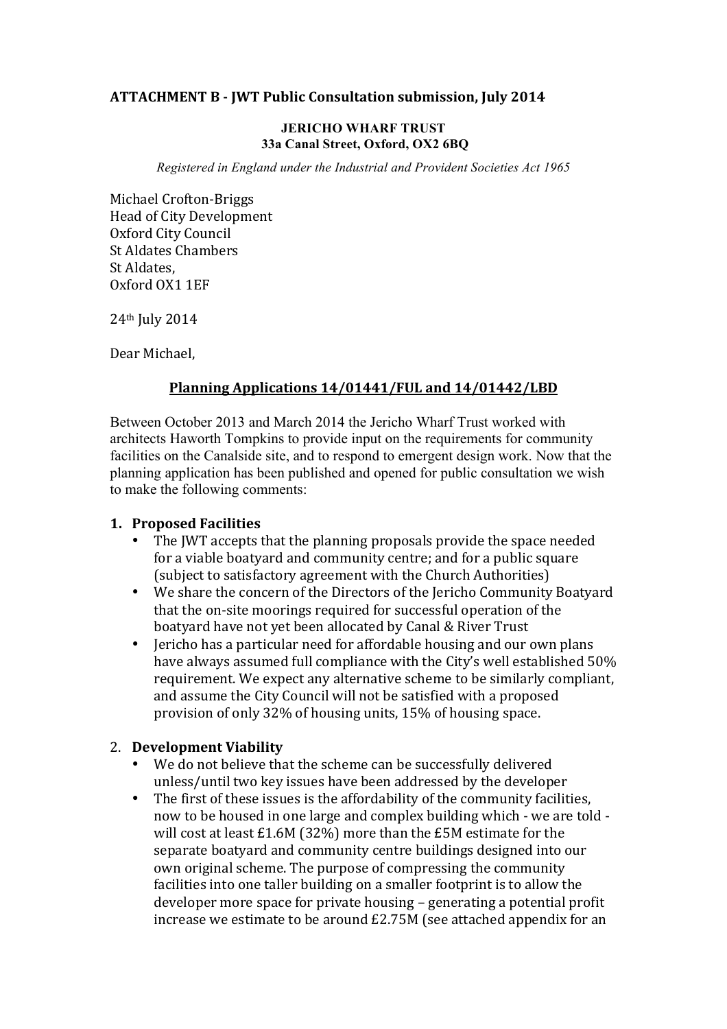**ATTACHMENT B - JWT Public Consultation submission, July 2014**

**JERICHO WHARF TRUST**
**33a Canal Street, Oxford, OX2 6BQ**

*Registered in England under the Industrial and Provident Societies Act 1965*

Michael Crofton-Briggs
Head of City Development
Oxford City Council
St Aldates Chambers
St Aldates,
Oxford OX1 1EF

24th July 2014

Dear Michael,

**Planning Applications 14/01441/FUL and 14/01442/LBD**

Between October 2013 and March 2014 the Jericho Wharf Trust worked with architects Haworth Tompkins to provide input on the requirements for community facilities on the Canalside site, and to respond to emergent design work. Now that the planning application has been published and opened for public consultation we wish to make the following comments:

1. **Proposed Facilities**
   - The JWT accepts that the planning proposals provide the space needed for a viable boatyard and community centre; and for a public square (subject to satisfactory agreement with the Church Authorities)
   - We share the concern of the Directors of the Jericho Community Boatyard that the on-site moorings required for successful operation of the boatyard have not yet been allocated by Canal & River Trust
   - Jericho has a particular need for affordable housing and our own plans have always assumed full compliance with the City's well established 50% requirement. We expect any alternative scheme to be similarly compliant, and assume the City Council will not be satisfied with a proposed provision of only 32% of housing units, 15% of housing space.

2. **Development Viability**
   - We do not believe that the scheme can be successfully delivered unless/until two key issues have been addressed by the developer
   - The first of these issues is the affordability of the community facilities, now to be housed in one large and complex building which - we are told - will cost at least £1.6M (32%) more than the £5M estimate for the separate boatyard and community centre buildings designed into our own original scheme. The purpose of compressing the community facilities into one taller building on a smaller footprint is to allow the developer more space for private housing – generating a potential profit increase we estimate to be around £2.75M (see attached appendix for an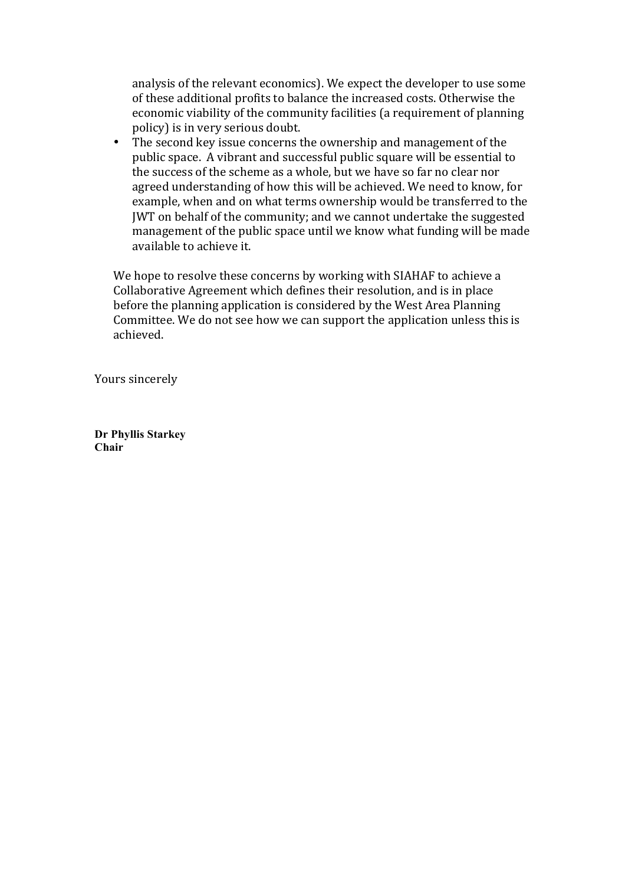analysis of the relevant economics). We expect the developer to use some of these additional profits to balance the increased costs. Otherwise the economic viability of the community facilities (a requirement of planning policy) is in very serious doubt.

- The second key issue concerns the ownership and management of the public space. A vibrant and successful public square will be essential to the success of the scheme as a whole, but we have so far no clear nor agreed understanding of how this will be achieved. We need to know, for example, when and on what terms ownership would be transferred to the JWT on behalf of the community; and we cannot undertake the suggested management of the public space until we know what funding will be made available to achieve it.

We hope to resolve these concerns by working with SIAHAF to achieve a Collaborative Agreement which defines their resolution, and is in place before the planning application is considered by the West Area Planning Committee. We do not see how we can support the application unless this is achieved.

Yours sincerely

**Dr Phyllis Starkey**
**Chair**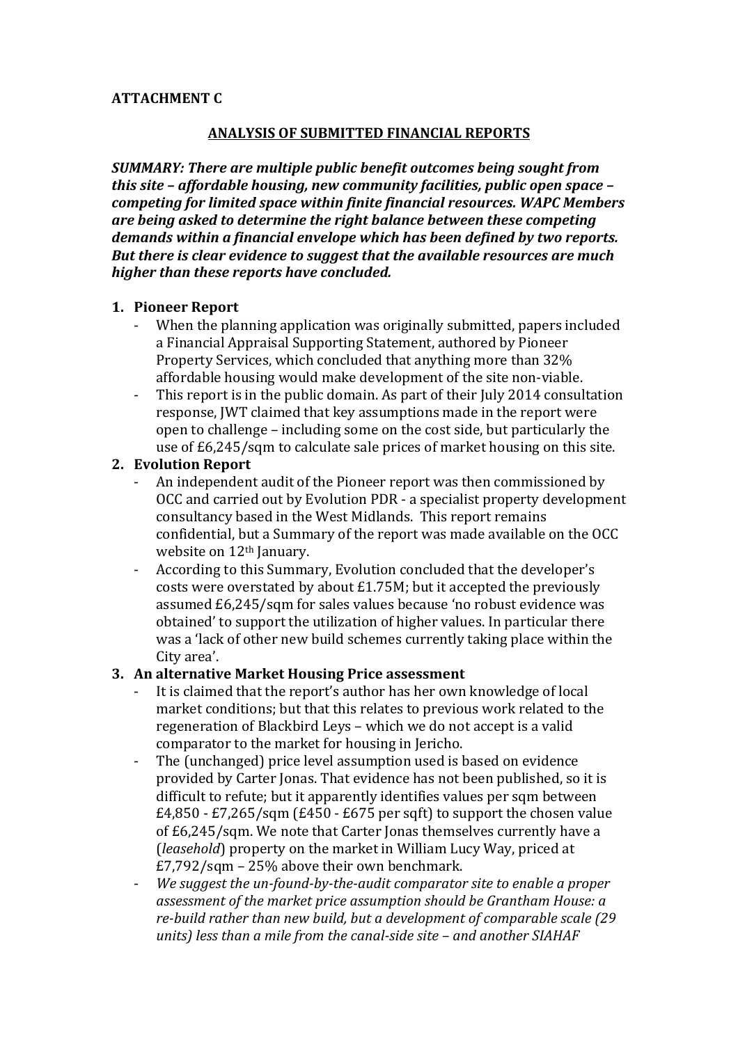**ATTACHMENT C**

**ANALYSIS OF SUBMITTED FINANCIAL REPORTS**

***SUMMARY: There are multiple public benefit outcomes being sought from this site – affordable housing, new community facilities, public open space – competing for limited space within finite financial resources. WAPC Members are being asked to determine the right balance between these competing demands within a financial envelope which has been defined by two reports. But there is clear evidence to suggest that the available resources are much higher than these reports have concluded.***

1. **Pioneer Report**
   - When the planning application was originally submitted, papers included a Financial Appraisal Supporting Statement, authored by Pioneer Property Services, which concluded that anything more than 32% affordable housing would make development of the site non-viable.
   - This report is in the public domain. As part of their July 2014 consultation response, JWT claimed that key assumptions made in the report were open to challenge – including some on the cost side, but particularly the use of £6,245/sqm to calculate sale prices of market housing on this site.
2. **Evolution Report**
   - An independent audit of the Pioneer report was then commissioned by OCC and carried out by Evolution PDR - a specialist property development consultancy based in the West Midlands. This report remains confidential, but a Summary of the report was made available on the OCC website on 12th January.
   - According to this Summary, Evolution concluded that the developer's costs were overstated by about £1.75M; but it accepted the previously assumed £6,245/sqm for sales values because 'no robust evidence was obtained' to support the utilization of higher values. In particular there was a 'lack of other new build schemes currently taking place within the City area'.
3. **An alternative Market Housing Price assessment**
   - It is claimed that the report's author has her own knowledge of local market conditions; but that this relates to previous work related to the regeneration of Blackbird Leys – which we do not accept is a valid comparator to the market for housing in Jericho.
   - The (unchanged) price level assumption used is based on evidence provided by Carter Jonas. That evidence has not been published, so it is difficult to refute; but it apparently identifies values per sqm between £4,850 - £7,265/sqm (£450 - £675 per sqft) to support the chosen value of £6,245/sqm. We note that Carter Jonas themselves currently have a (*leasehold*) property on the market in William Lucy Way, priced at £7,792/sqm – 25% above their own benchmark.
   - *We suggest the un-found-by-the-audit comparator site to enable a proper assessment of the market price assumption should be Grantham House: a re-build rather than new build, but a development of comparable scale (29 units) less than a mile from the canal-side site – and another SIAHAF*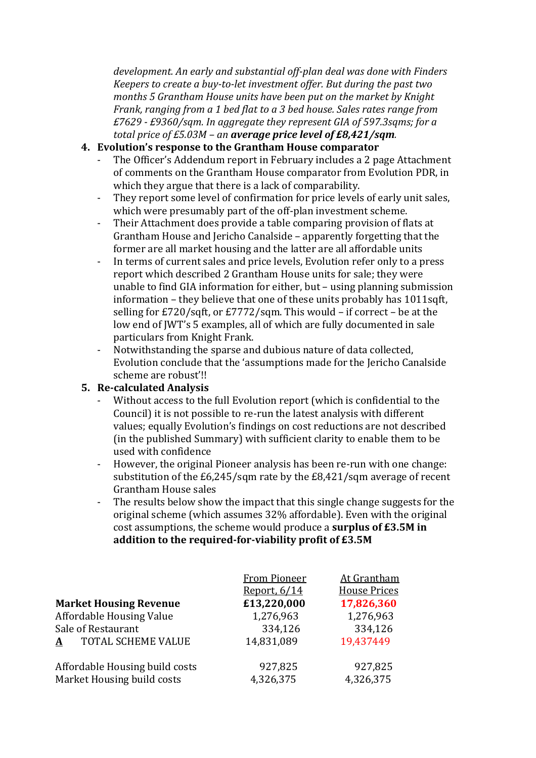*development. An early and substantial off-plan deal was done with Finders Keepers to create a buy-to-let investment offer. But during the past two months 5 Grantham House units have been put on the market by Knight Frank, ranging from a 1 bed flat to a 3 bed house. Sales rates range from £7629 - £9360/sqm. In aggregate they represent GIA of 597.3sqms; for a total price of £5.03M – an* ***average price level of £8,421/sqm****.*

4. **Evolution's response to the Grantham House comparator**
    - The Officer's Addendum report in February includes a 2 page Attachment of comments on the Grantham House comparator from Evolution PDR, in which they argue that there is a lack of comparability.
    - They report some level of confirmation for price levels of early unit sales, which were presumably part of the off-plan investment scheme.
    - Their Attachment does provide a table comparing provision of flats at Grantham House and Jericho Canalside – apparently forgetting that the former are all market housing and the latter are all affordable units
    - In terms of current sales and price levels, Evolution refer only to a press report which described 2 Grantham House units for sale; they were unable to find GIA information for either, but – using planning submission information – they believe that one of these units probably has 1011sqft, selling for £720/sqft, or £7772/sqm. This would – if correct – be at the low end of JWT's 5 examples, all of which are fully documented in sale particulars from Knight Frank.
    - Notwithstanding the sparse and dubious nature of data collected, Evolution conclude that the 'assumptions made for the Jericho Canalside scheme are robust'!!
5. **Re-calculated Analysis**
    - Without access to the full Evolution report (which is confidential to the Council) it is not possible to re-run the latest analysis with different values; equally Evolution's findings on cost reductions are not described (in the published Summary) with sufficient clarity to enable them to be used with confidence
    - However, the original Pioneer analysis has been re-run with one change: substitution of the £6,245/sqm rate by the £8,421/sqm average of recent Grantham House sales
    - The results below show the impact that this single change suggests for the original scheme (which assumes 32% affordable). Even with the original cost assumptions, the scheme would produce a **surplus of £3.5M in addition to the required-for-viability profit of £3.5M**

| | From Pioneer Report, 6/14 | At Grantham House Prices |
|---|---|---|
| **Market Housing Revenue** | **£13,220,000** | **17,826,360** |
| Affordable Housing Value | 1,276,963 | 1,276,963 |
| Sale of Restaurant | 334,126 | 334,126 |
| **A** TOTAL SCHEME VALUE | 14,831,089 | 19,437449 |
| | | |
| Affordable Housing build costs | 927,825 | 927,825 |
| Market Housing build costs | 4,326,375 | 4,326,375 |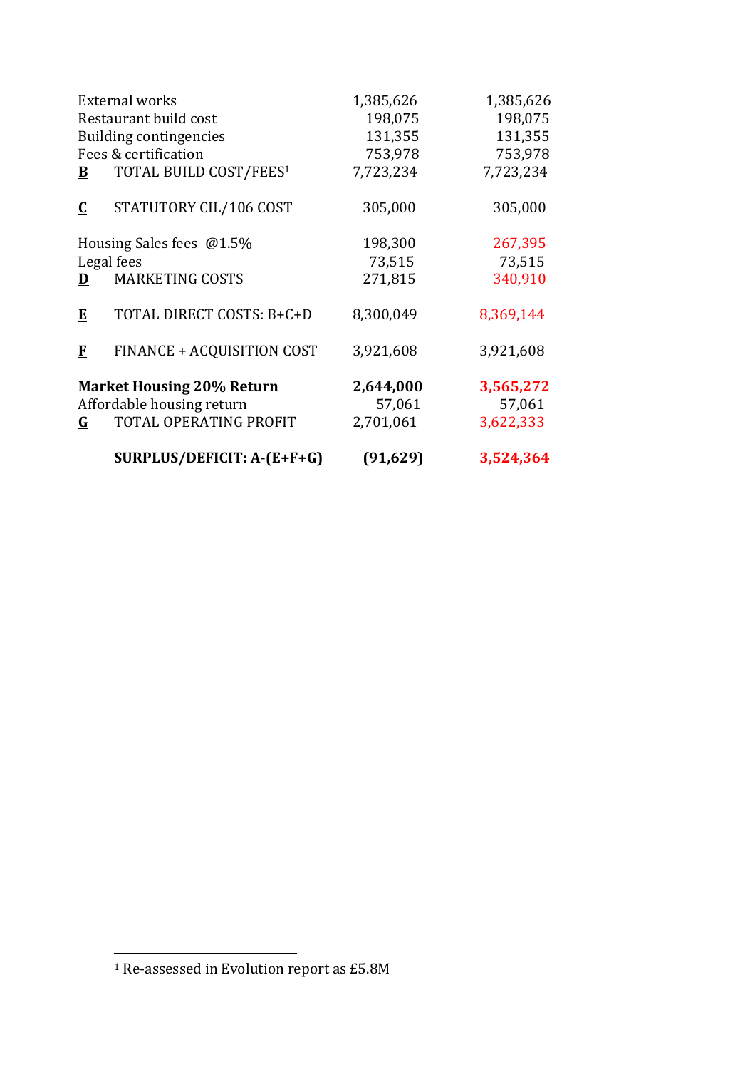| | | | |
|---|---|---|---|
| External works | | 1,385,626 | 1,385,626 |
| Restaurant build cost | | 198,075 | 198,075 |
| Building contingencies | | 131,355 | 131,355 |
| Fees & certification | | 753,978 | 753,978 |
| **B** | TOTAL BUILD COST/FEES[1] | 7,723,234 | 7,723,234 |
| **C** | STATUTORY CIL/106 COST | 305,000 | 305,000 |
| Housing Sales fees @1.5% | | 198,300 | 267,395 |
| Legal fees | | 73,515 | 73,515 |
| **D** | MARKETING COSTS | 271,815 | 340,910 |
| **E** | TOTAL DIRECT COSTS: B+C+D | 8,300,049 | 8,369,144 |
| **F** | FINANCE + ACQUISITION COST | 3,921,608 | 3,921,608 |
| **Market Housing 20% Return** | | **2,644,000** | **3,565,272** |
| Affordable housing return | | 57,061 | 57,061 |
| **G** | TOTAL OPERATING PROFIT | 2,701,061 | 3,622,333 |
| | **SURPLUS/DEFICIT: A-(E+F+G)** | **(91,629)** | **3,524,364** |

[1] Re-assessed in Evolution report as £5.8M